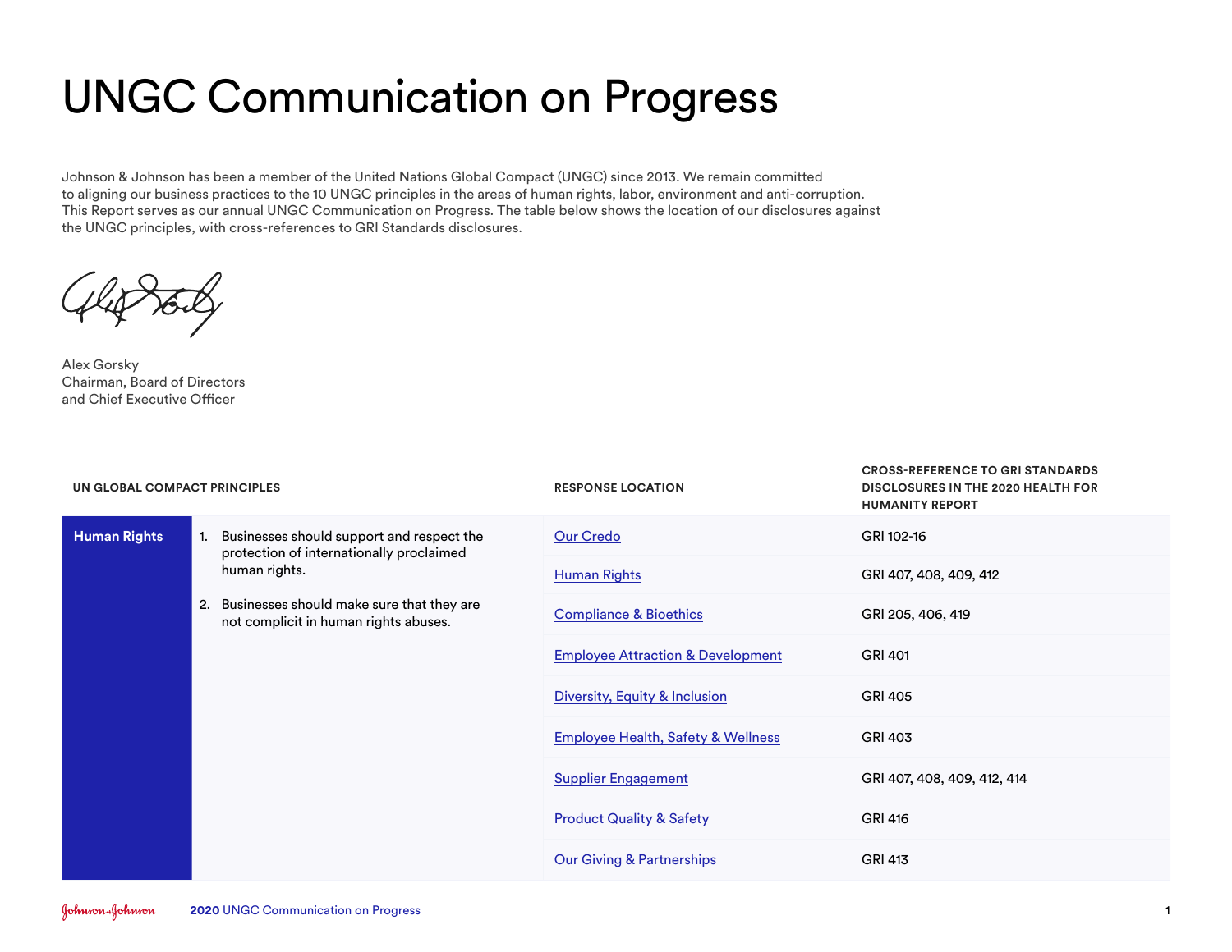# UNGC Communication on Progress

Johnson & Johnson has been a member of the United Nations Global Compact (UNGC) since 2013. We remain committed to aligning our business practices to the 10 UNGC principles in the areas of human rights, labor, environment and anti-corruption. This Report serves as our annual UNGC Communication on Progress. The table below shows the location of our disclosures against the UNGC principles, with cross-references to GRI Standards disclosures.

Alex Gorsky
Chairman, Board of Directors
and Chief Executive Officer

| UN GLOBAL COMPACT PRINCIPLES | | RESPONSE LOCATION | CROSS-REFERENCE TO GRI STANDARDS DISCLOSURES IN THE 2020 HEALTH FOR HUMANITY REPORT |
|---|---|---|---|
| **Human Rights** | 1. Businesses should support and respect the protection of internationally proclaimed human rights.<br><br>2. Businesses should make sure that they are not complicit in human rights abuses. | Our Credo | GRI 102-16 |
| | | Human Rights | GRI 407, 408, 409, 412 |
| | | Compliance & Bioethics | GRI 205, 406, 419 |
| | | Employee Attraction & Development | GRI 401 |
| | | Diversity, Equity & Inclusion | GRI 405 |
| | | Employee Health, Safety & Wellness | GRI 403 |
| | | Supplier Engagement | GRI 407, 408, 409, 412, 414 |
| | | Product Quality & Safety | GRI 416 |
| | | Our Giving & Partnerships | GRI 413 |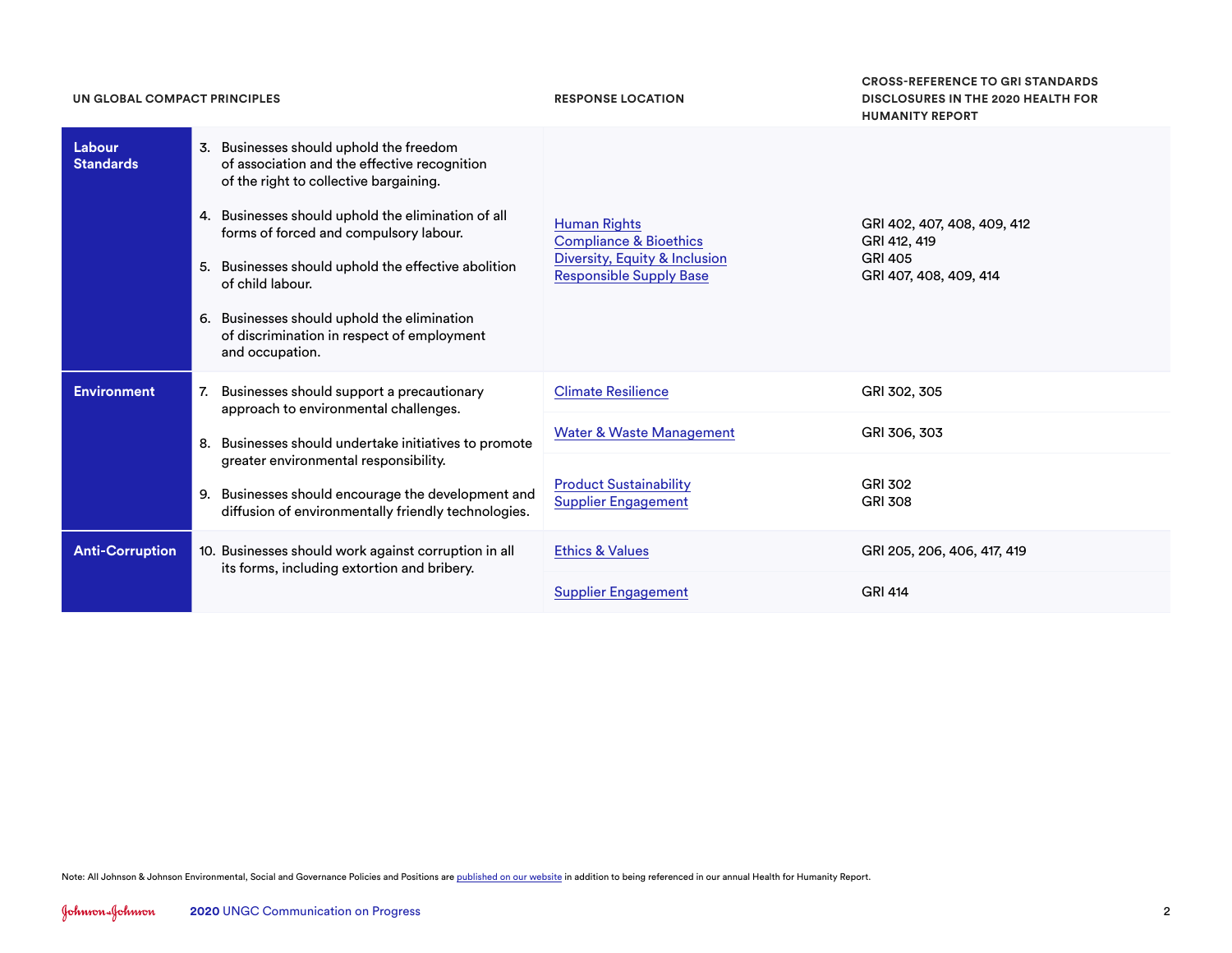| UN GLOBAL COMPACT PRINCIPLES | | RESPONSE LOCATION | CROSS-REFERENCE TO GRI STANDARDS DISCLOSURES IN THE 2020 HEALTH FOR HUMANITY REPORT |
|---|---|---|---|
| **Labour Standards** | 3. Businesses should uphold the freedom of association and the effective recognition of the right to collective bargaining.<br><br>4. Businesses should uphold the elimination of all forms of forced and compulsory labour.<br><br>5. Businesses should uphold the effective abolition of child labour.<br><br>6. Businesses should uphold the elimination of discrimination in respect of employment and occupation. | Human Rights<br>Compliance & Bioethics<br>Diversity, Equity & Inclusion<br>Responsible Supply Base | GRI 402, 407, 408, 409, 412<br>GRI 412, 419<br>GRI 405<br>GRI 407, 408, 409, 414 |
| **Environment** | 7. Businesses should support a precautionary approach to environmental challenges.<br><br>8. Businesses should undertake initiatives to promote greater environmental responsibility.<br><br>9. Businesses should encourage the development and diffusion of environmentally friendly technologies. | Climate Resilience | GRI 302, 305 |
| | | Water & Waste Management | GRI 306, 303 |
| | | Product Sustainability<br>Supplier Engagement | GRI 302<br>GRI 308 |
| **Anti-Corruption** | 10. Businesses should work against corruption in all its forms, including extortion and bribery. | Ethics & Values | GRI 205, 206, 406, 417, 419 |
| | | Supplier Engagement | GRI 414 |

Note: All Johnson & Johnson Environmental, Social and Governance Policies and Positions are published on our website in addition to being referenced in our annual Health for Humanity Report.